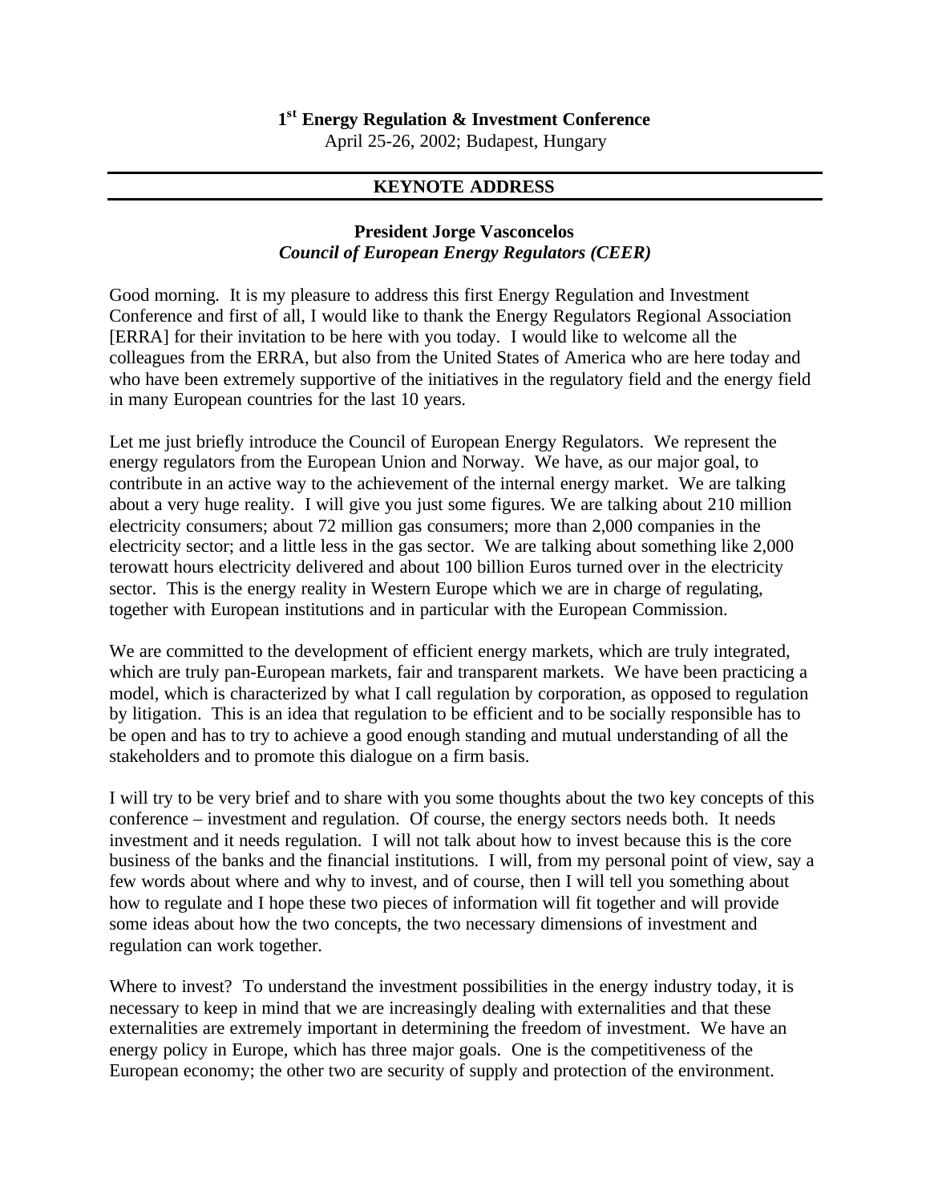**1st Energy Regulation & Investment Conference**

April 25-26, 2002; Budapest, Hungary

---

## KEYNOTE ADDRESS

---

**President Jorge Vasconcelos**

***Council of European Energy Regulators (CEER)***

Good morning. It is my pleasure to address this first Energy Regulation and Investment Conference and first of all, I would like to thank the Energy Regulators Regional Association [ERRA] for their invitation to be here with you today. I would like to welcome all the colleagues from the ERRA, but also from the United States of America who are here today and who have been extremely supportive of the initiatives in the regulatory field and the energy field in many European countries for the last 10 years.

Let me just briefly introduce the Council of European Energy Regulators. We represent the energy regulators from the European Union and Norway. We have, as our major goal, to contribute in an active way to the achievement of the internal energy market. We are talking about a very huge reality. I will give you just some figures. We are talking about 210 million electricity consumers; about 72 million gas consumers; more than 2,000 companies in the electricity sector; and a little less in the gas sector. We are talking about something like 2,000 terowatt hours electricity delivered and about 100 billion Euros turned over in the electricity sector. This is the energy reality in Western Europe which we are in charge of regulating, together with European institutions and in particular with the European Commission.

We are committed to the development of efficient energy markets, which are truly integrated, which are truly pan-European markets, fair and transparent markets. We have been practicing a model, which is characterized by what I call regulation by corporation, as opposed to regulation by litigation. This is an idea that regulation to be efficient and to be socially responsible has to be open and has to try to achieve a good enough standing and mutual understanding of all the stakeholders and to promote this dialogue on a firm basis.

I will try to be very brief and to share with you some thoughts about the two key concepts of this conference – investment and regulation. Of course, the energy sectors needs both. It needs investment and it needs regulation. I will not talk about how to invest because this is the core business of the banks and the financial institutions. I will, from my personal point of view, say a few words about where and why to invest, and of course, then I will tell you something about how to regulate and I hope these two pieces of information will fit together and will provide some ideas about how the two concepts, the two necessary dimensions of investment and regulation can work together.

Where to invest? To understand the investment possibilities in the energy industry today, it is necessary to keep in mind that we are increasingly dealing with externalities and that these externalities are extremely important in determining the freedom of investment. We have an energy policy in Europe, which has three major goals. One is the competitiveness of the European economy; the other two are security of supply and protection of the environment.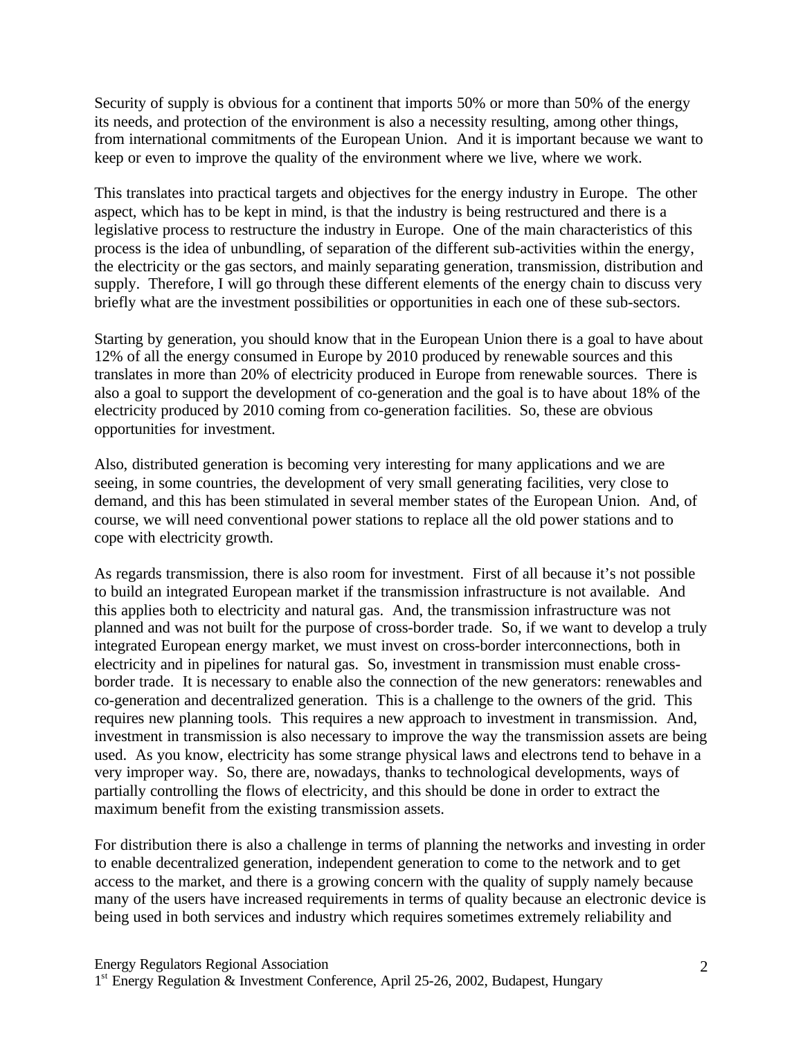Security of supply is obvious for a continent that imports 50% or more than 50% of the energy its needs, and protection of the environment is also a necessity resulting, among other things, from international commitments of the European Union. And it is important because we want to keep or even to improve the quality of the environment where we live, where we work.

This translates into practical targets and objectives for the energy industry in Europe. The other aspect, which has to be kept in mind, is that the industry is being restructured and there is a legislative process to restructure the industry in Europe. One of the main characteristics of this process is the idea of unbundling, of separation of the different sub-activities within the energy, the electricity or the gas sectors, and mainly separating generation, transmission, distribution and supply. Therefore, I will go through these different elements of the energy chain to discuss very briefly what are the investment possibilities or opportunities in each one of these sub-sectors.

Starting by generation, you should know that in the European Union there is a goal to have about 12% of all the energy consumed in Europe by 2010 produced by renewable sources and this translates in more than 20% of electricity produced in Europe from renewable sources. There is also a goal to support the development of co-generation and the goal is to have about 18% of the electricity produced by 2010 coming from co-generation facilities. So, these are obvious opportunities for investment.

Also, distributed generation is becoming very interesting for many applications and we are seeing, in some countries, the development of very small generating facilities, very close to demand, and this has been stimulated in several member states of the European Union. And, of course, we will need conventional power stations to replace all the old power stations and to cope with electricity growth.

As regards transmission, there is also room for investment. First of all because it's not possible to build an integrated European market if the transmission infrastructure is not available. And this applies both to electricity and natural gas. And, the transmission infrastructure was not planned and was not built for the purpose of cross-border trade. So, if we want to develop a truly integrated European energy market, we must invest on cross-border interconnections, both in electricity and in pipelines for natural gas. So, investment in transmission must enable cross-border trade. It is necessary to enable also the connection of the new generators: renewables and co-generation and decentralized generation. This is a challenge to the owners of the grid. This requires new planning tools. This requires a new approach to investment in transmission. And, investment in transmission is also necessary to improve the way the transmission assets are being used. As you know, electricity has some strange physical laws and electrons tend to behave in a very improper way. So, there are, nowadays, thanks to technological developments, ways of partially controlling the flows of electricity, and this should be done in order to extract the maximum benefit from the existing transmission assets.

For distribution there is also a challenge in terms of planning the networks and investing in order to enable decentralized generation, independent generation to come to the network and to get access to the market, and there is a growing concern with the quality of supply namely because many of the users have increased requirements in terms of quality because an electronic device is being used in both services and industry which requires sometimes extremely reliability and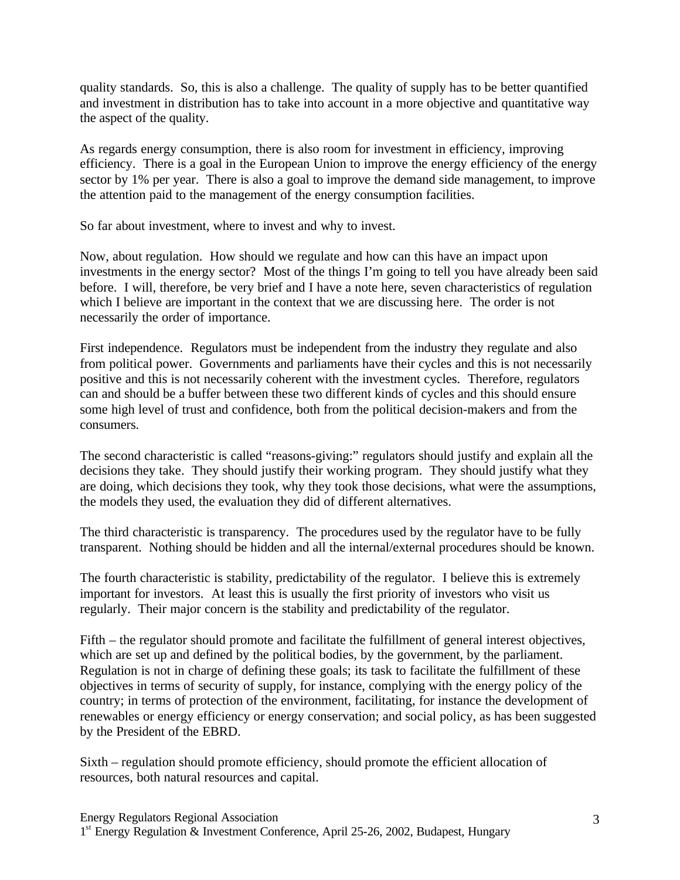quality standards. So, this is also a challenge. The quality of supply has to be better quantified and investment in distribution has to take into account in a more objective and quantitative way the aspect of the quality.

As regards energy consumption, there is also room for investment in efficiency, improving efficiency. There is a goal in the European Union to improve the energy efficiency of the energy sector by 1% per year. There is also a goal to improve the demand side management, to improve the attention paid to the management of the energy consumption facilities.

So far about investment, where to invest and why to invest.

Now, about regulation. How should we regulate and how can this have an impact upon investments in the energy sector? Most of the things I'm going to tell you have already been said before. I will, therefore, be very brief and I have a note here, seven characteristics of regulation which I believe are important in the context that we are discussing here. The order is not necessarily the order of importance.

First independence. Regulators must be independent from the industry they regulate and also from political power. Governments and parliaments have their cycles and this is not necessarily positive and this is not necessarily coherent with the investment cycles. Therefore, regulators can and should be a buffer between these two different kinds of cycles and this should ensure some high level of trust and confidence, both from the political decision-makers and from the consumers.

The second characteristic is called "reasons-giving:" regulators should justify and explain all the decisions they take. They should justify their working program. They should justify what they are doing, which decisions they took, why they took those decisions, what were the assumptions, the models they used, the evaluation they did of different alternatives.

The third characteristic is transparency. The procedures used by the regulator have to be fully transparent. Nothing should be hidden and all the internal/external procedures should be known.

The fourth characteristic is stability, predictability of the regulator. I believe this is extremely important for investors. At least this is usually the first priority of investors who visit us regularly. Their major concern is the stability and predictability of the regulator.

Fifth – the regulator should promote and facilitate the fulfillment of general interest objectives, which are set up and defined by the political bodies, by the government, by the parliament. Regulation is not in charge of defining these goals; its task to facilitate the fulfillment of these objectives in terms of security of supply, for instance, complying with the energy policy of the country; in terms of protection of the environment, facilitating, for instance the development of renewables or energy efficiency or energy conservation; and social policy, as has been suggested by the President of the EBRD.

Sixth – regulation should promote efficiency, should promote the efficient allocation of resources, both natural resources and capital.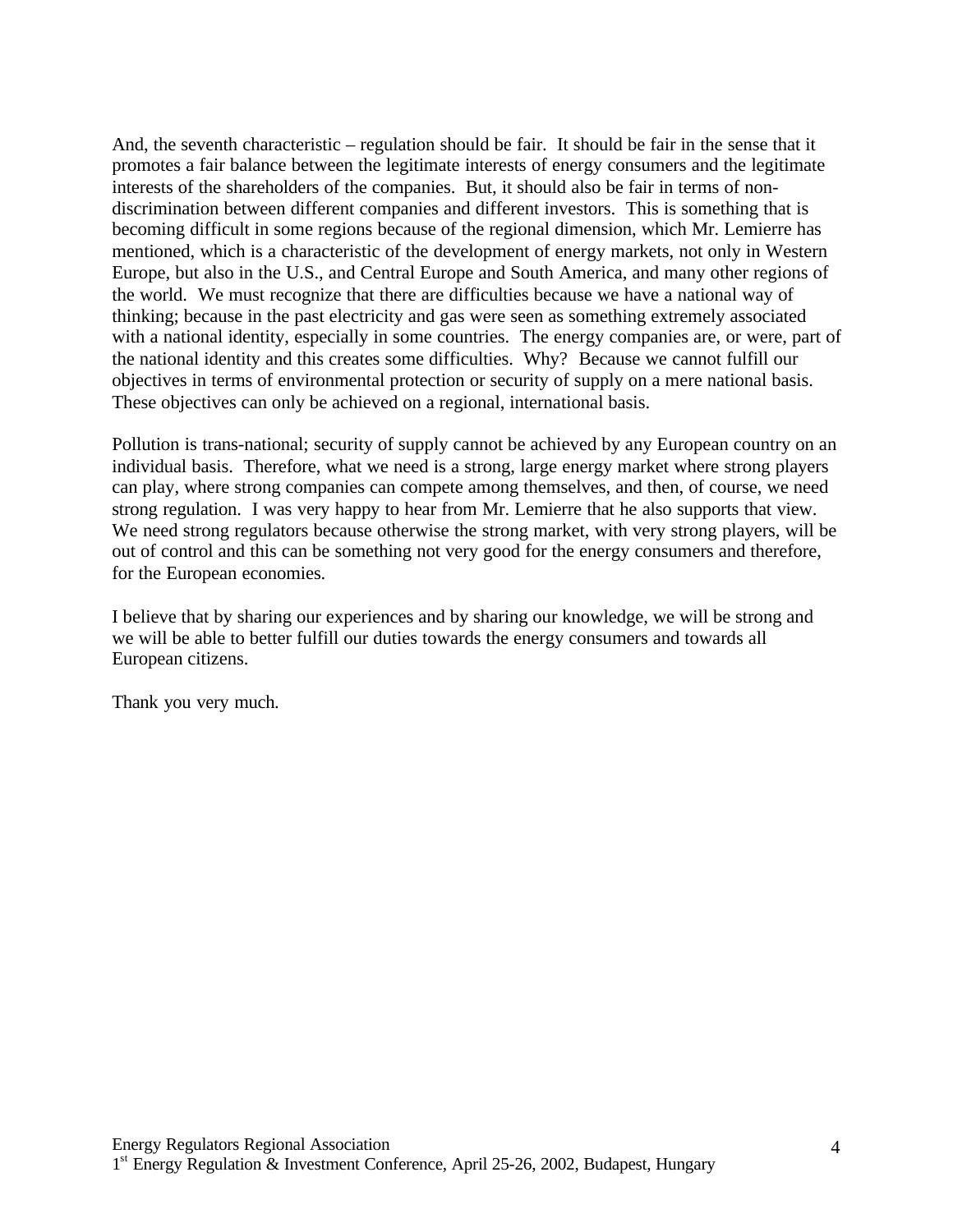And, the seventh characteristic – regulation should be fair. It should be fair in the sense that it promotes a fair balance between the legitimate interests of energy consumers and the legitimate interests of the shareholders of the companies. But, it should also be fair in terms of non-discrimination between different companies and different investors. This is something that is becoming difficult in some regions because of the regional dimension, which Mr. Lemierre has mentioned, which is a characteristic of the development of energy markets, not only in Western Europe, but also in the U.S., and Central Europe and South America, and many other regions of the world. We must recognize that there are difficulties because we have a national way of thinking; because in the past electricity and gas were seen as something extremely associated with a national identity, especially in some countries. The energy companies are, or were, part of the national identity and this creates some difficulties. Why? Because we cannot fulfill our objectives in terms of environmental protection or security of supply on a mere national basis. These objectives can only be achieved on a regional, international basis.

Pollution is trans-national; security of supply cannot be achieved by any European country on an individual basis. Therefore, what we need is a strong, large energy market where strong players can play, where strong companies can compete among themselves, and then, of course, we need strong regulation. I was very happy to hear from Mr. Lemierre that he also supports that view. We need strong regulators because otherwise the strong market, with very strong players, will be out of control and this can be something not very good for the energy consumers and therefore, for the European economies.

I believe that by sharing our experiences and by sharing our knowledge, we will be strong and we will be able to better fulfill our duties towards the energy consumers and towards all European citizens.

Thank you very much.